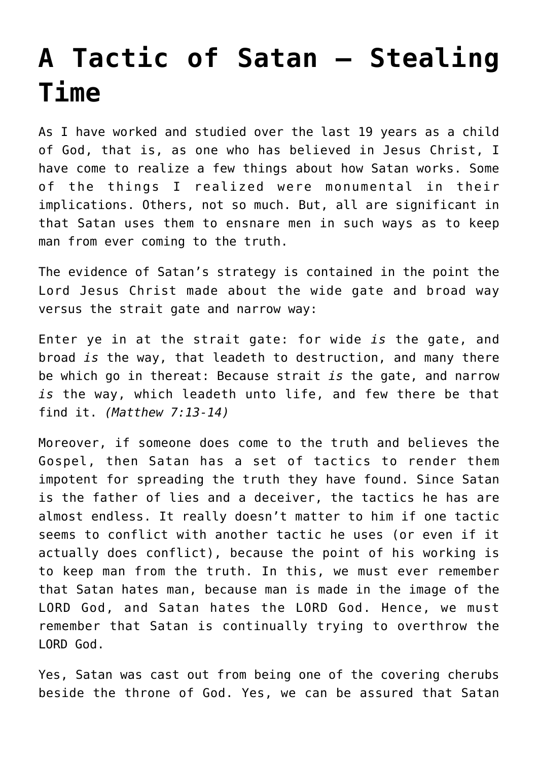# A Tactic of Satan – Stealing Time

As I have worked and studied over the last 19 years as a child of God, that is, as one who has believed in Jesus Christ, I have come to realize a few things about how Satan works. Some of the things I realized were monumental in their implications. Others, not so much. But, all are significant in that Satan uses them to ensnare men in such ways as to keep man from ever coming to the truth.

The evidence of Satan's strategy is contained in the point the Lord Jesus Christ made about the wide gate and broad way versus the strait gate and narrow way:

Enter ye in at the strait gate: for wide *is* the gate, and broad *is* the way, that leadeth to destruction, and many there be which go in thereat: Because strait *is* the gate, and narrow *is* the way, which leadeth unto life, and few there be that find it. *(Matthew 7:13-14)*

Moreover, if someone does come to the truth and believes the Gospel, then Satan has a set of tactics to render them impotent for spreading the truth they have found. Since Satan is the father of lies and a deceiver, the tactics he has are almost endless. It really doesn't matter to him if one tactic seems to conflict with another tactic he uses (or even if it actually does conflict), because the point of his working is to keep man from the truth. In this, we must ever remember that Satan hates man, because man is made in the image of the LORD God, and Satan hates the LORD God. Hence, we must remember that Satan is continually trying to overthrow the LORD God.

Yes, Satan was cast out from being one of the covering cherubs beside the throne of God. Yes, we can be assured that Satan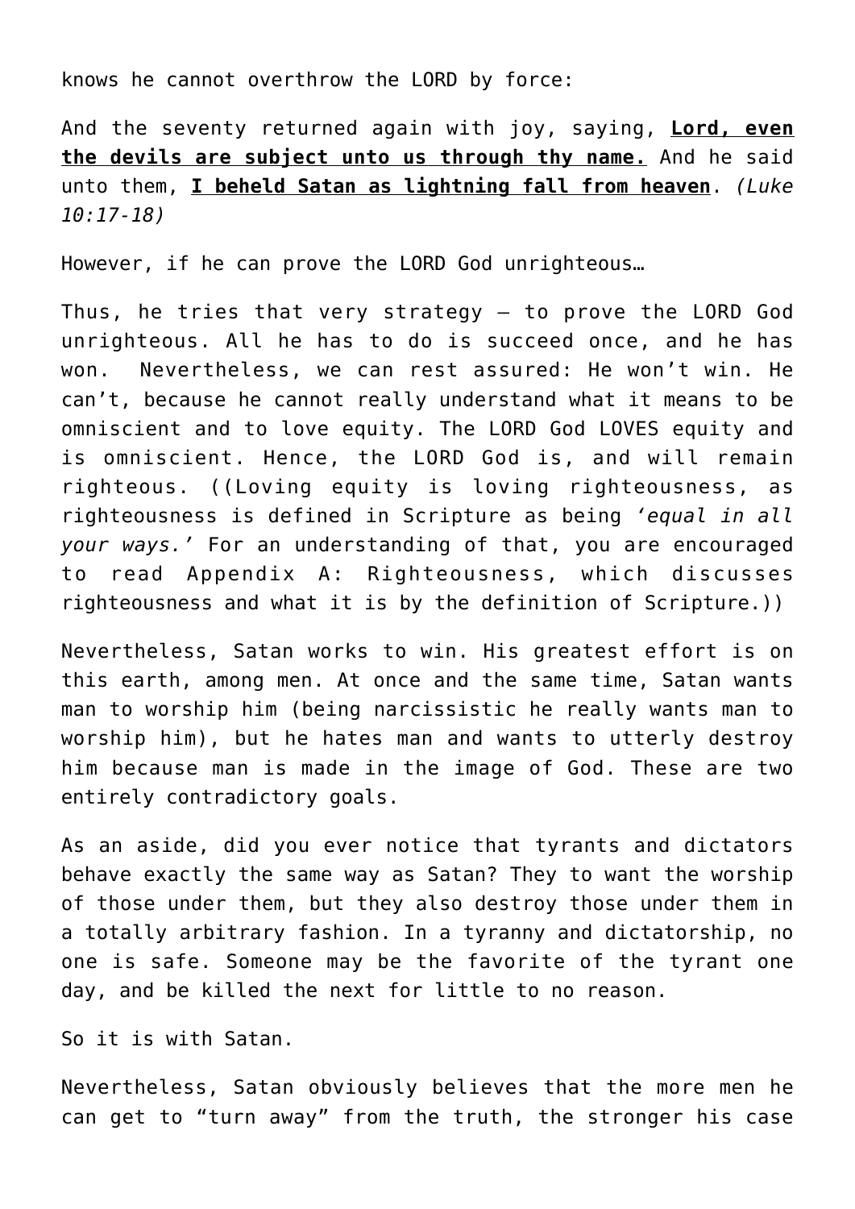knows he cannot overthrow the LORD by force:

And the seventy returned again with joy, saying, **Lord, even the devils are subject unto us through thy name.** And he said unto them, **I beheld Satan as lightning fall from heaven**. *(Luke 10:17-18)*

However, if he can prove the LORD God unrighteous…

Thus, he tries that very strategy – to prove the LORD God unrighteous. All he has to do is succeed once, and he has won. Nevertheless, we can rest assured: He won't win. He can't, because he cannot really understand what it means to be omniscient and to love equity. The LORD God LOVES equity and is omniscient. Hence, the LORD God is, and will remain righteous. ((Loving equity is loving righteousness, as righteousness is defined in Scripture as being *'equal in all your ways.'* For an understanding of that, you are encouraged to read Appendix A: Righteousness, which discusses righteousness and what it is by the definition of Scripture.))

Nevertheless, Satan works to win. His greatest effort is on this earth, among men. At once and the same time, Satan wants man to worship him (being narcissistic he really wants man to worship him), but he hates man and wants to utterly destroy him because man is made in the image of God. These are two entirely contradictory goals.

As an aside, did you ever notice that tyrants and dictators behave exactly the same way as Satan? They to want the worship of those under them, but they also destroy those under them in a totally arbitrary fashion. In a tyranny and dictatorship, no one is safe. Someone may be the favorite of the tyrant one day, and be killed the next for little to no reason.

So it is with Satan.

Nevertheless, Satan obviously believes that the more men he can get to "turn away" from the truth, the stronger his case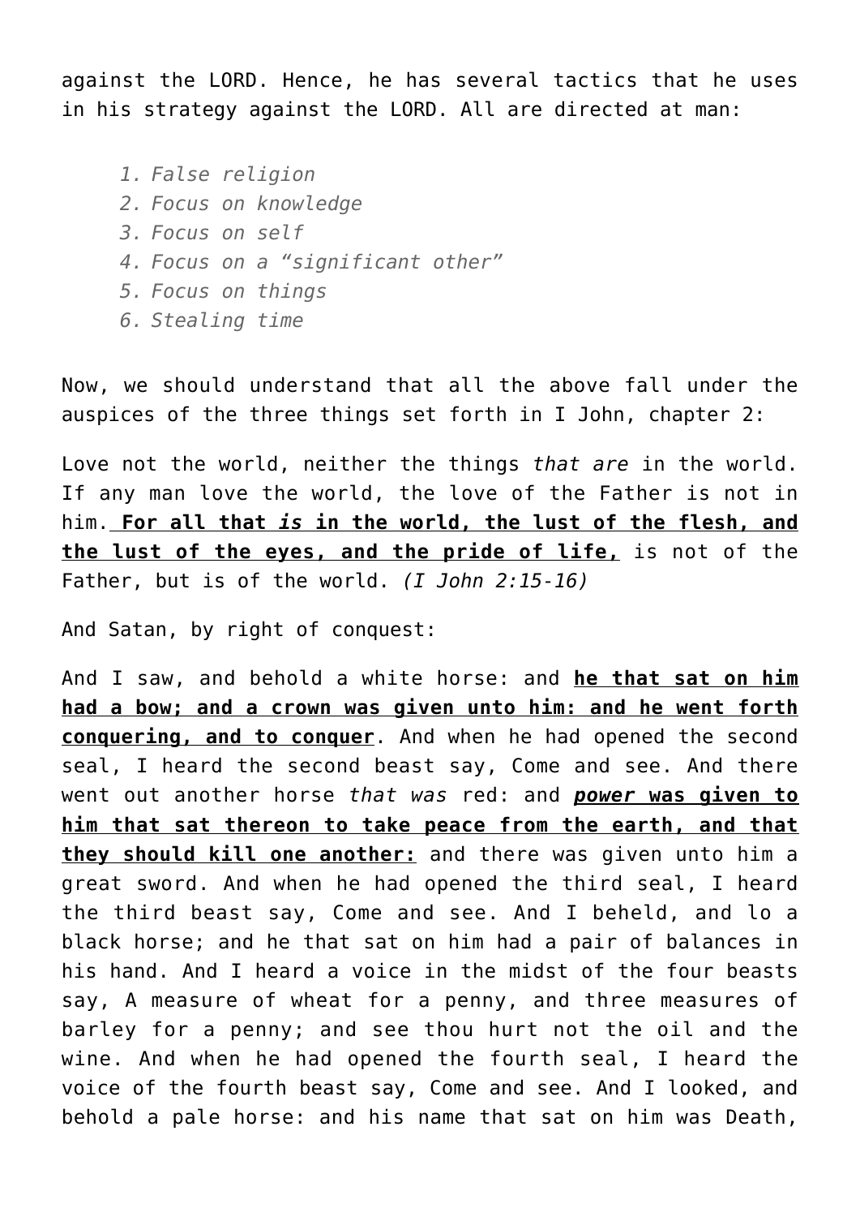against the LORD. Hence, he has several tactics that he uses in his strategy against the LORD. All are directed at man:

1. *False religion*
2. *Focus on knowledge*
3. *Focus on self*
4. *Focus on a "significant other"*
5. *Focus on things*
6. *Stealing time*

Now, we should understand that all the above fall under the auspices of the three things set forth in I John, chapter 2:

Love not the world, neither the things *that are* in the world. If any man love the world, the love of the Father is not in him. **For all that *is* in the world, the lust of the flesh, and the lust of the eyes, and the pride of life,** is not of the Father, but is of the world. *(I John 2:15-16)*

And Satan, by right of conquest:

And I saw, and behold a white horse: and **he that sat on him had a bow; and a crown was given unto him: and he went forth conquering, and to conquer**. And when he had opened the second seal, I heard the second beast say, Come and see. And there went out another horse *that was* red: and ***power* was given to him that sat thereon to take peace from the earth, and that they should kill one another:** and there was given unto him a great sword. And when he had opened the third seal, I heard the third beast say, Come and see. And I beheld, and lo a black horse; and he that sat on him had a pair of balances in his hand. And I heard a voice in the midst of the four beasts say, A measure of wheat for a penny, and three measures of barley for a penny; and see thou hurt not the oil and the wine. And when he had opened the fourth seal, I heard the voice of the fourth beast say, Come and see. And I looked, and behold a pale horse: and his name that sat on him was Death,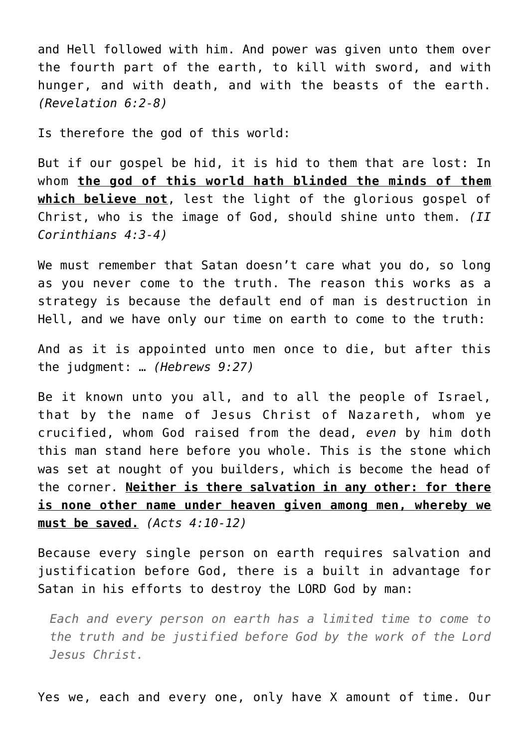and Hell followed with him. And power was given unto them over the fourth part of the earth, to kill with sword, and with hunger, and with death, and with the beasts of the earth. *(Revelation 6:2-8)*

Is therefore the god of this world:

But if our gospel be hid, it is hid to them that are lost: In whom **the god of this world hath blinded the minds of them which believe not**, lest the light of the glorious gospel of Christ, who is the image of God, should shine unto them. *(II Corinthians 4:3-4)*

We must remember that Satan doesn't care what you do, so long as you never come to the truth. The reason this works as a strategy is because the default end of man is destruction in Hell, and we have only our time on earth to come to the truth:

And as it is appointed unto men once to die, but after this the judgment: … *(Hebrews 9:27)*

Be it known unto you all, and to all the people of Israel, that by the name of Jesus Christ of Nazareth, whom ye crucified, whom God raised from the dead, *even* by him doth this man stand here before you whole. This is the stone which was set at nought of you builders, which is become the head of the corner. **Neither is there salvation in any other: for there is none other name under heaven given among men, whereby we must be saved.** *(Acts 4:10-12)*

Because every single person on earth requires salvation and justification before God, there is a built in advantage for Satan in his efforts to destroy the LORD God by man:

> *Each and every person on earth has a limited time to come to the truth and be justified before God by the work of the Lord Jesus Christ.*

Yes we, each and every one, only have X amount of time. Our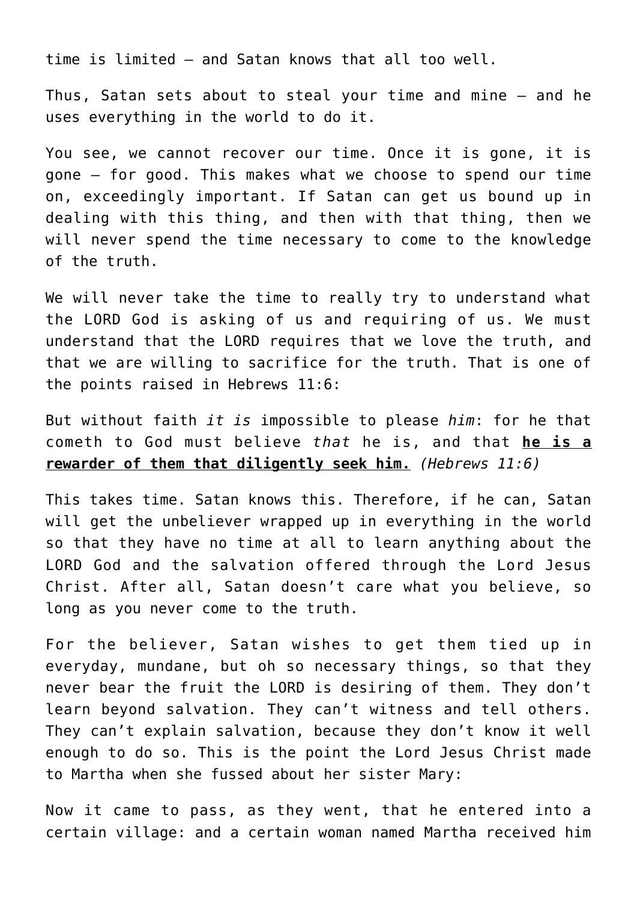time is limited – and Satan knows that all too well.

Thus, Satan sets about to steal your time and mine – and he uses everything in the world to do it.

You see, we cannot recover our time. Once it is gone, it is gone – for good. This makes what we choose to spend our time on, exceedingly important. If Satan can get us bound up in dealing with this thing, and then with that thing, then we will never spend the time necessary to come to the knowledge of the truth.

We will never take the time to really try to understand what the LORD God is asking of us and requiring of us. We must understand that the LORD requires that we love the truth, and that we are willing to sacrifice for the truth. That is one of the points raised in Hebrews 11:6:

But without faith *it is* impossible to please *him*: for he that cometh to God must believe *that* he is, and that **he is a rewarder of them that diligently seek him.** *(Hebrews 11:6)*

This takes time. Satan knows this. Therefore, if he can, Satan will get the unbeliever wrapped up in everything in the world so that they have no time at all to learn anything about the LORD God and the salvation offered through the Lord Jesus Christ. After all, Satan doesn't care what you believe, so long as you never come to the truth.

For the believer, Satan wishes to get them tied up in everyday, mundane, but oh so necessary things, so that they never bear the fruit the LORD is desiring of them. They don't learn beyond salvation. They can't witness and tell others. They can't explain salvation, because they don't know it well enough to do so. This is the point the Lord Jesus Christ made to Martha when she fussed about her sister Mary:

Now it came to pass, as they went, that he entered into a certain village: and a certain woman named Martha received him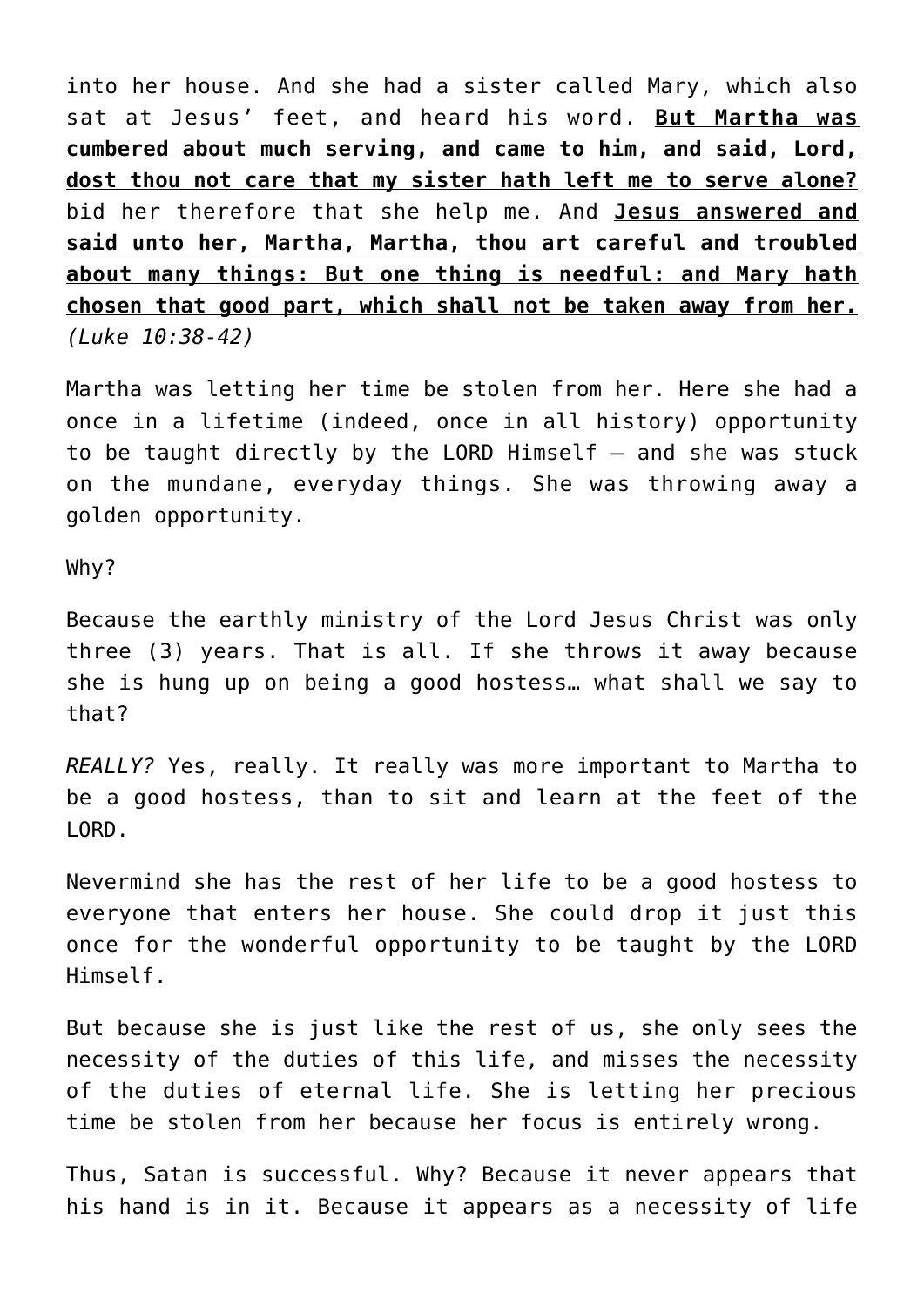into her house. And she had a sister called Mary, which also sat at Jesus' feet, and heard his word. **<u>But Martha was cumbered about much serving, and came to him, and said, Lord, dost thou not care that my sister hath left me to serve alone?</u>** bid her therefore that she help me. And **<u>Jesus answered and said unto her, Martha, Martha, thou art careful and troubled about many things: But one thing is needful: and Mary hath chosen that good part, which shall not be taken away from her.</u>** *(Luke 10:38-42)*

Martha was letting her time be stolen from her. Here she had a once in a lifetime (indeed, once in all history) opportunity to be taught directly by the LORD Himself – and she was stuck on the mundane, everyday things. She was throwing away a golden opportunity.

Why?

Because the earthly ministry of the Lord Jesus Christ was only three (3) years. That is all. If she throws it away because she is hung up on being a good hostess… what shall we say to that?

*REALLY?* Yes, really. It really was more important to Martha to be a good hostess, than to sit and learn at the feet of the LORD.

Nevermind she has the rest of her life to be a good hostess to everyone that enters her house. She could drop it just this once for the wonderful opportunity to be taught by the LORD Himself.

But because she is just like the rest of us, she only sees the necessity of the duties of this life, and misses the necessity of the duties of eternal life. She is letting her precious time be stolen from her because her focus is entirely wrong.

Thus, Satan is successful. Why? Because it never appears that his hand is in it. Because it appears as a necessity of life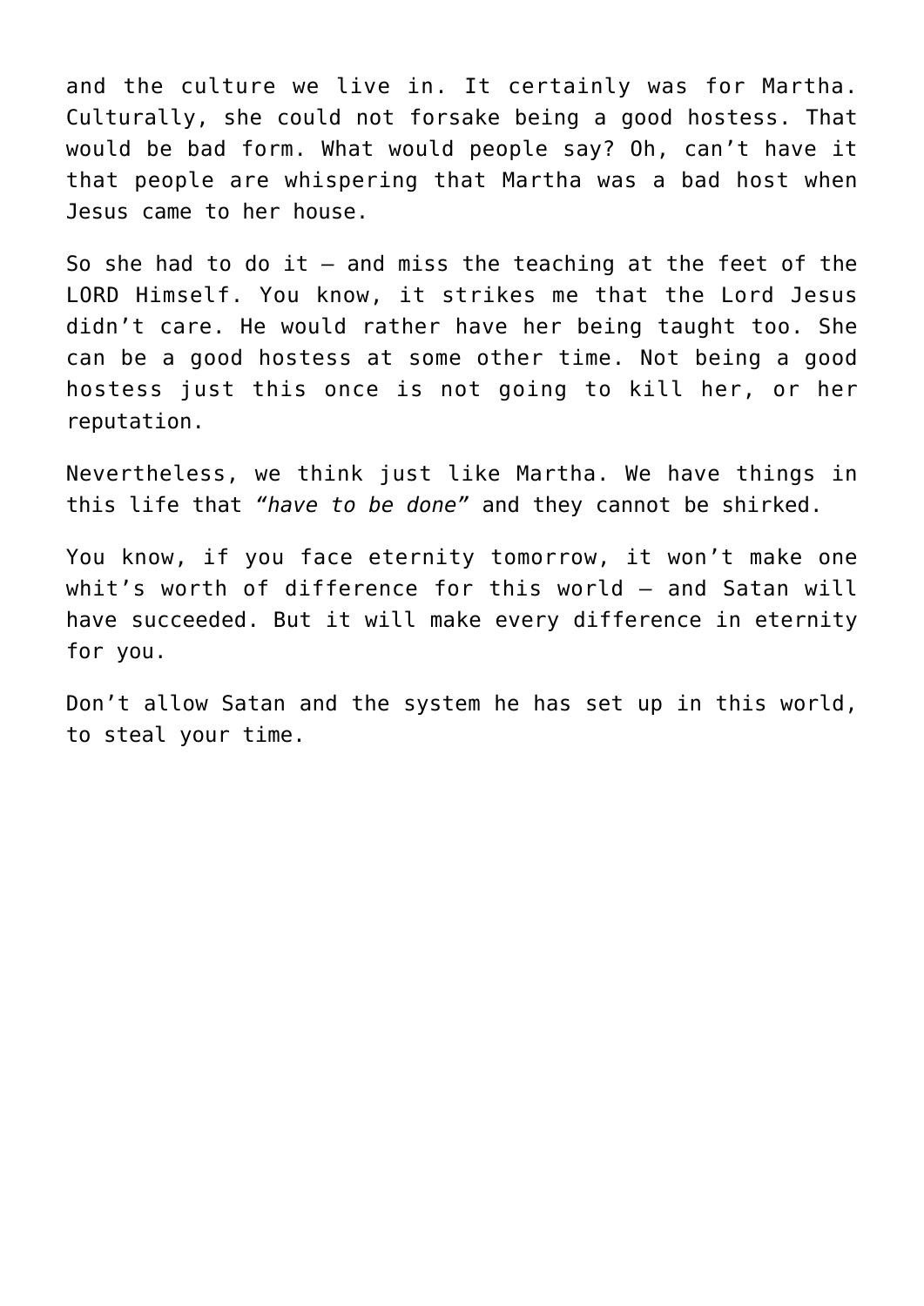and the culture we live in. It certainly was for Martha. Culturally, she could not forsake being a good hostess. That would be bad form. What would people say? Oh, can't have it that people are whispering that Martha was a bad host when Jesus came to her house.

So she had to do it – and miss the teaching at the feet of the LORD Himself. You know, it strikes me that the Lord Jesus didn't care. He would rather have her being taught too. She can be a good hostess at some other time. Not being a good hostess just this once is not going to kill her, or her reputation.

Nevertheless, we think just like Martha. We have things in this life that *"have to be done"* and they cannot be shirked.

You know, if you face eternity tomorrow, it won't make one whit's worth of difference for this world – and Satan will have succeeded. But it will make every difference in eternity for you.

Don't allow Satan and the system he has set up in this world, to steal your time.